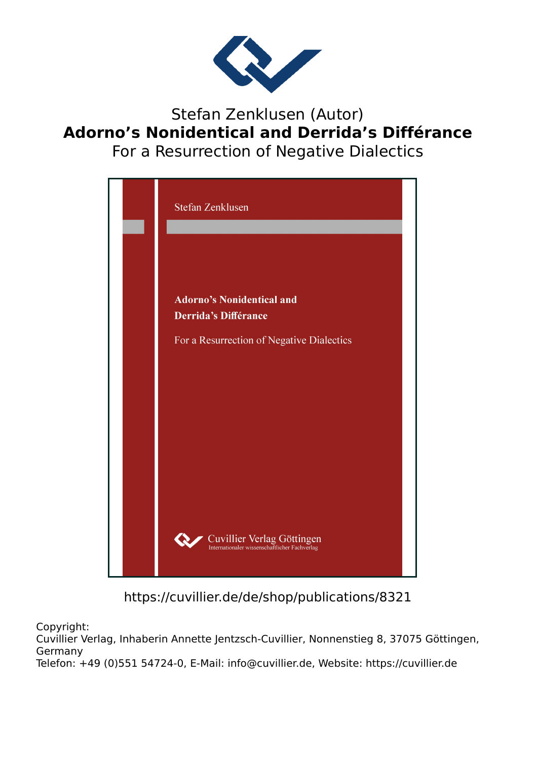Stefan Zenklusen (Autor)

# Adorno’s Nonidentical and Derrida’s Différance

For a Resurrection of Negative Dialectics

Stefan Zenklusen

**Adorno’s Nonidentical and Derrida’s Différance**

For a Resurrection of Negative Dialectics

Cuvillier Verlag Göttingen
Internationaler wissenschaftlicher Fachverlag

https://cuvillier.de/de/shop/publications/8321

Copyright:
Cuvillier Verlag, Inhaberin Annette Jentzsch-Cuvillier, Nonnenstieg 8, 37075 Göttingen, Germany
Telefon: +49 (0)551 54724-0, E-Mail: info@cuvillier.de, Website: https://cuvillier.de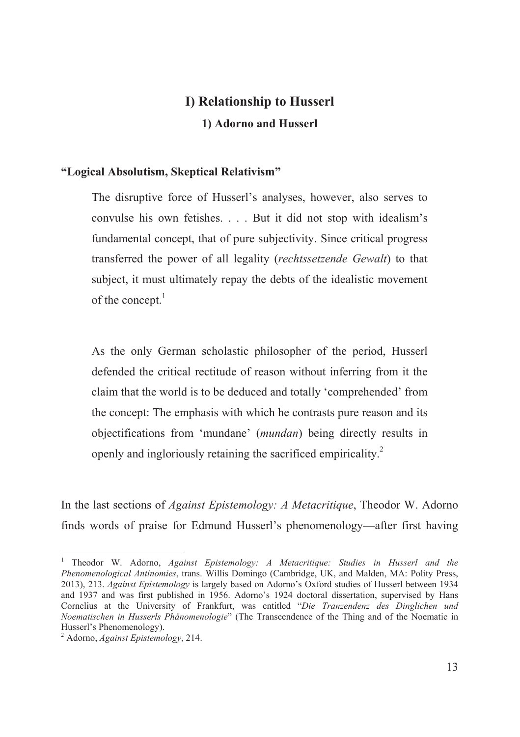# I) Relationship to Husserl

## 1) Adorno and Husserl

### "Logical Absolutism, Skeptical Relativism"

> The disruptive force of Husserl's analyses, however, also serves to convulse his own fetishes. . . . But it did not stop with idealism's fundamental concept, that of pure subjectivity. Since critical progress transferred the power of all legality (*rechtssetzende Gewalt*) to that subject, it must ultimately repay the debts of the idealistic movement of the concept.[1]

> As the only German scholastic philosopher of the period, Husserl defended the critical rectitude of reason without inferring from it the claim that the world is to be deduced and totally 'comprehended' from the concept: The emphasis with which he contrasts pure reason and its objectifications from 'mundane' (*mundan*) being directly results in openly and ingloriously retaining the sacrificed empiricality.[2]

In the last sections of *Against Epistemology: A Metacritique*, Theodor W. Adorno finds words of praise for Edmund Husserl's phenomenology—after first having

---

[1] Theodor W. Adorno, *Against Epistemology: A Metacritique: Studies in Husserl and the Phenomenological Antinomies*, trans. Willis Domingo (Cambridge, UK, and Malden, MA: Polity Press, 2013), 213. *Against Epistemology* is largely based on Adorno's Oxford studies of Husserl between 1934 and 1937 and was first published in 1956. Adorno's 1924 doctoral dissertation, supervised by Hans Cornelius at the University of Frankfurt, was entitled "*Die Tranzendenz des Dinglichen und Noematischen in Husserls Phänomenologie*" (The Transcendence of the Thing and of the Noematic in Husserl's Phenomenology).

[2] Adorno, *Against Epistemology*, 214.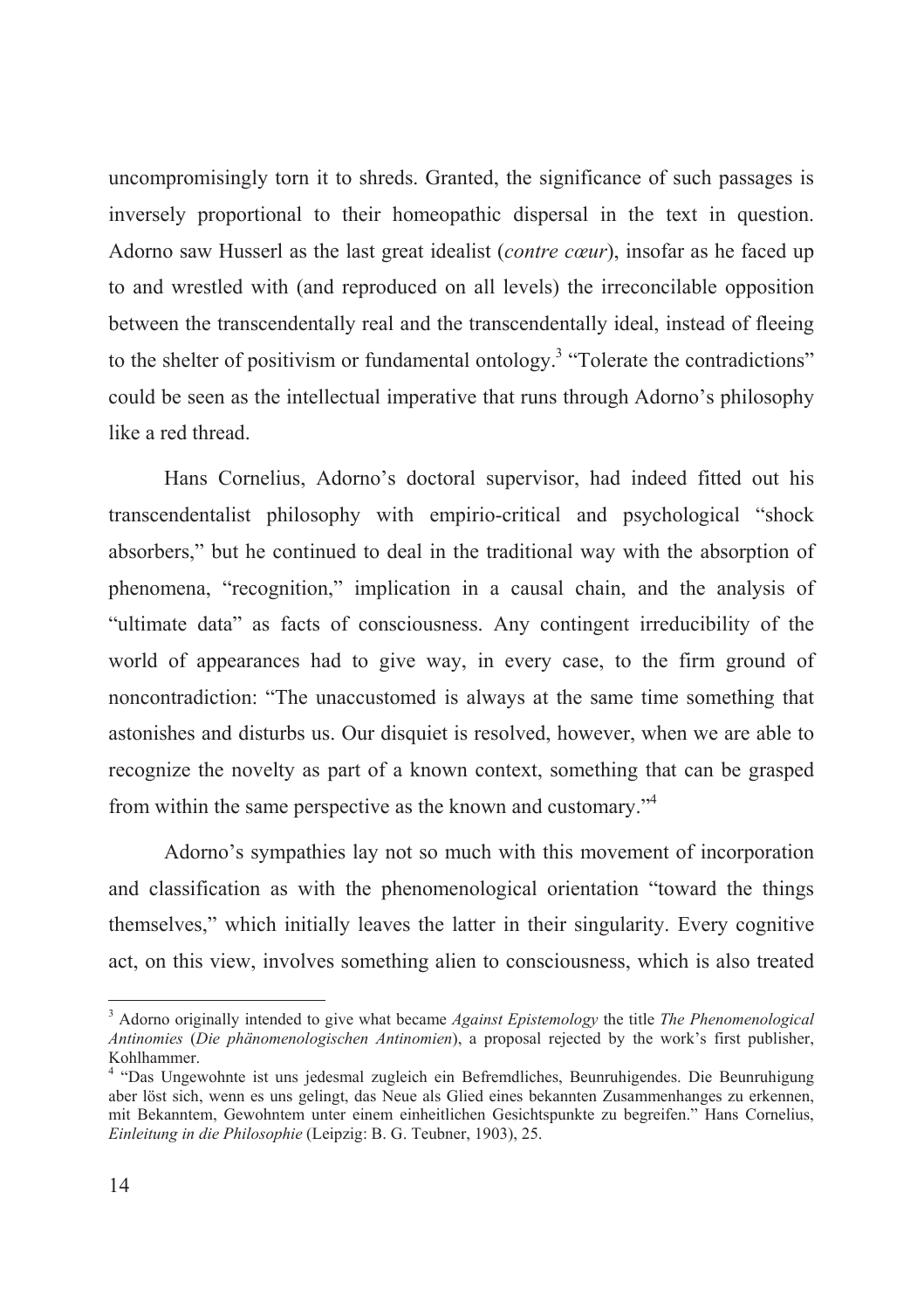uncompromisingly torn it to shreds. Granted, the significance of such passages is inversely proportional to their homeopathic dispersal in the text in question. Adorno saw Husserl as the last great idealist (*contre cœur*), insofar as he faced up to and wrestled with (and reproduced on all levels) the irreconcilable opposition between the transcendentally real and the transcendentally ideal, instead of fleeing to the shelter of positivism or fundamental ontology.[3] "Tolerate the contradictions" could be seen as the intellectual imperative that runs through Adorno's philosophy like a red thread.

Hans Cornelius, Adorno's doctoral supervisor, had indeed fitted out his transcendentalist philosophy with empirio-critical and psychological "shock absorbers," but he continued to deal in the traditional way with the absorption of phenomena, "recognition," implication in a causal chain, and the analysis of "ultimate data" as facts of consciousness. Any contingent irreducibility of the world of appearances had to give way, in every case, to the firm ground of noncontradiction: "The unaccustomed is always at the same time something that astonishes and disturbs us. Our disquiet is resolved, however, when we are able to recognize the novelty as part of a known context, something that can be grasped from within the same perspective as the known and customary."[4]

Adorno's sympathies lay not so much with this movement of incorporation and classification as with the phenomenological orientation "toward the things themselves," which initially leaves the latter in their singularity. Every cognitive act, on this view, involves something alien to consciousness, which is also treated

---

[3] Adorno originally intended to give what became *Against Epistemology* the title *The Phenomenological Antinomies* (*Die phänomenologischen Antinomien*), a proposal rejected by the work's first publisher, Kohlhammer.

[4] "Das Ungewohnte ist uns jedesmal zugleich ein Befremdliches, Beunruhigendes. Die Beunruhigung aber löst sich, wenn es uns gelingt, das Neue als Glied eines bekannten Zusammenhanges zu erkennen, mit Bekanntem, Gewohntem unter einem einheitlichen Gesichtspunkte zu begreifen." Hans Cornelius, *Einleitung in die Philosophie* (Leipzig: B. G. Teubner, 1903), 25.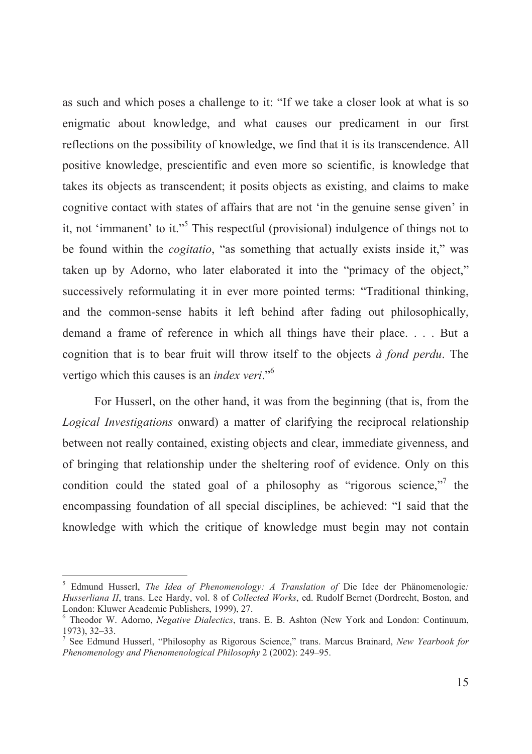as such and which poses a challenge to it: "If we take a closer look at what is so enigmatic about knowledge, and what causes our predicament in our first reflections on the possibility of knowledge, we find that it is its transcendence. All positive knowledge, prescientific and even more so scientific, is knowledge that takes its objects as transcendent; it posits objects as existing, and claims to make cognitive contact with states of affairs that are not 'in the genuine sense given' in it, not 'immanent' to it."[5] This respectful (provisional) indulgence of things not to be found within the *cogitatio*, "as something that actually exists inside it," was taken up by Adorno, who later elaborated it into the "primacy of the object," successively reformulating it in ever more pointed terms: "Traditional thinking, and the common-sense habits it left behind after fading out philosophically, demand a frame of reference in which all things have their place. . . . But a cognition that is to bear fruit will throw itself to the objects *à fond perdu*. The vertigo which this causes is an *index veri*."[6]

For Husserl, on the other hand, it was from the beginning (that is, from the *Logical Investigations* onward) a matter of clarifying the reciprocal relationship between not really contained, existing objects and clear, immediate givenness, and of bringing that relationship under the sheltering roof of evidence. Only on this condition could the stated goal of a philosophy as "rigorous science,"[7] the encompassing foundation of all special disciplines, be achieved: "I said that the knowledge with which the critique of knowledge must begin may not contain

---

[5] Edmund Husserl, *The Idea of Phenomenology: A Translation of* Die Idee der Phänomenologie*: Husserliana II*, trans. Lee Hardy, vol. 8 of *Collected Works*, ed. Rudolf Bernet (Dordrecht, Boston, and London: Kluwer Academic Publishers, 1999), 27.

[6] Theodor W. Adorno, *Negative Dialectics*, trans. E. B. Ashton (New York and London: Continuum, 1973), 32–33.

[7] See Edmund Husserl, "Philosophy as Rigorous Science," trans. Marcus Brainard, *New Yearbook for Phenomenology and Phenomenological Philosophy* 2 (2002): 249–95.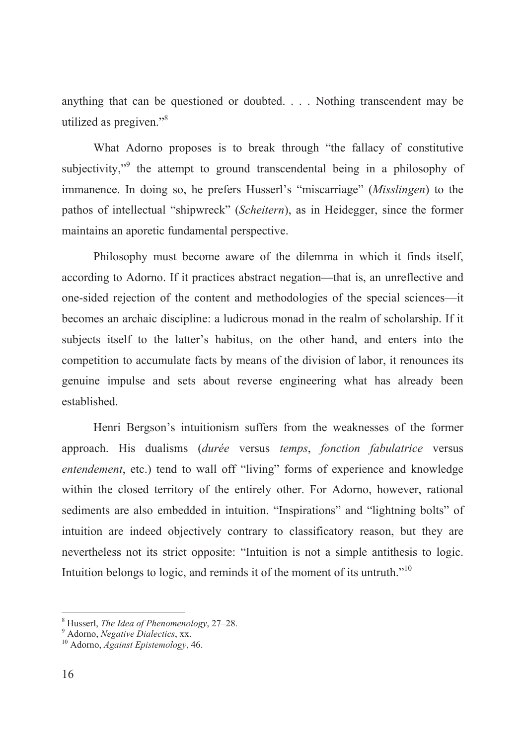anything that can be questioned or doubted. . . . Nothing transcendent may be utilized as pregiven."[8]

What Adorno proposes is to break through "the fallacy of constitutive subjectivity,"[9] the attempt to ground transcendental being in a philosophy of immanence. In doing so, he prefers Husserl's "miscarriage" (*Misslingen*) to the pathos of intellectual "shipwreck" (*Scheitern*), as in Heidegger, since the former maintains an aporetic fundamental perspective.

Philosophy must become aware of the dilemma in which it finds itself, according to Adorno. If it practices abstract negation—that is, an unreflective and one-sided rejection of the content and methodologies of the special sciences—it becomes an archaic discipline: a ludicrous monad in the realm of scholarship. If it subjects itself to the latter's habitus, on the other hand, and enters into the competition to accumulate facts by means of the division of labor, it renounces its genuine impulse and sets about reverse engineering what has already been established.

Henri Bergson's intuitionism suffers from the weaknesses of the former approach. His dualisms (*durée* versus *temps*, *fonction fabulatrice* versus *entendement*, etc.) tend to wall off "living" forms of experience and knowledge within the closed territory of the entirely other. For Adorno, however, rational sediments are also embedded in intuition. "Inspirations" and "lightning bolts" of intuition are indeed objectively contrary to classificatory reason, but they are nevertheless not its strict opposite: "Intuition is not a simple antithesis to logic. Intuition belongs to logic, and reminds it of the moment of its untruth."[10]

---

[8] Husserl, *The Idea of Phenomenology*, 27–28.
[9] Adorno, *Negative Dialectics*, xx.
[10] Adorno, *Against Epistemology*, 46.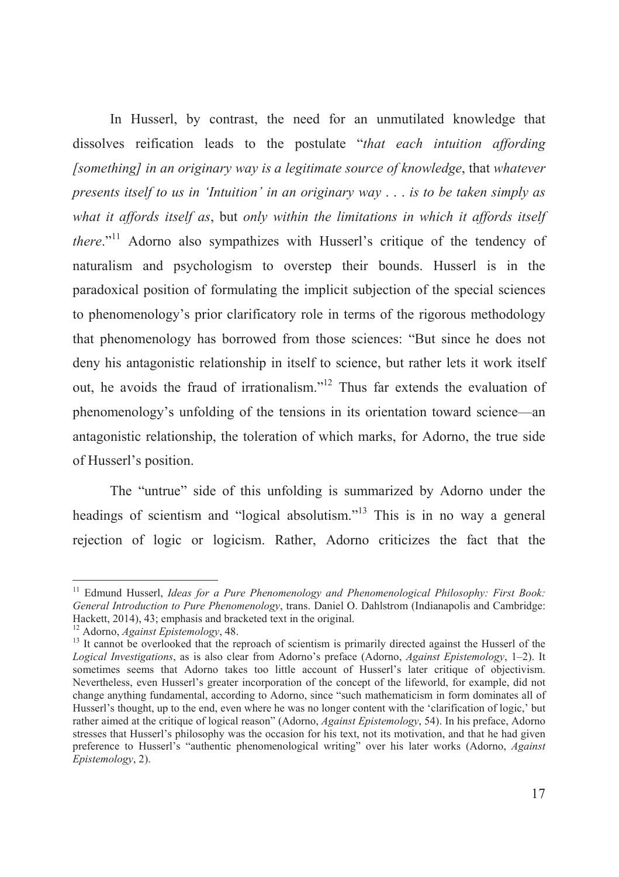In Husserl, by contrast, the need for an unmutilated knowledge that dissolves reification leads to the postulate "*that each intuition affording [something] in an originary way is a legitimate source of knowledge*, that *whatever presents itself to us in 'Intuition' in an originary way . . . is to be taken simply as what it affords itself as*, but *only within the limitations in which it affords itself there*."[11] Adorno also sympathizes with Husserl's critique of the tendency of naturalism and psychologism to overstep their bounds. Husserl is in the paradoxical position of formulating the implicit subjection of the special sciences to phenomenology's prior clarificatory role in terms of the rigorous methodology that phenomenology has borrowed from those sciences: "But since he does not deny his antagonistic relationship in itself to science, but rather lets it work itself out, he avoids the fraud of irrationalism."[12] Thus far extends the evaluation of phenomenology's unfolding of the tensions in its orientation toward science—an antagonistic relationship, the toleration of which marks, for Adorno, the true side of Husserl's position.

The "untrue" side of this unfolding is summarized by Adorno under the headings of scientism and "logical absolutism."[13] This is in no way a general rejection of logic or logicism. Rather, Adorno criticizes the fact that the

---

[11] Edmund Husserl, *Ideas for a Pure Phenomenology and Phenomenological Philosophy: First Book: General Introduction to Pure Phenomenology*, trans. Daniel O. Dahlstrom (Indianapolis and Cambridge: Hackett, 2014), 43; emphasis and bracketed text in the original.

[12] Adorno, *Against Epistemology*, 48.

[13] It cannot be overlooked that the reproach of scientism is primarily directed against the Husserl of the *Logical Investigations*, as is also clear from Adorno's preface (Adorno, *Against Epistemology*, 1–2). It sometimes seems that Adorno takes too little account of Husserl's later critique of objectivism. Nevertheless, even Husserl's greater incorporation of the concept of the lifeworld, for example, did not change anything fundamental, according to Adorno, since "such mathematicism in form dominates all of Husserl's thought, up to the end, even where he was no longer content with the 'clarification of logic,' but rather aimed at the critique of logical reason" (Adorno, *Against Epistemology*, 54). In his preface, Adorno stresses that Husserl's philosophy was the occasion for his text, not its motivation, and that he had given preference to Husserl's "authentic phenomenological writing" over his later works (Adorno, *Against Epistemology*, 2).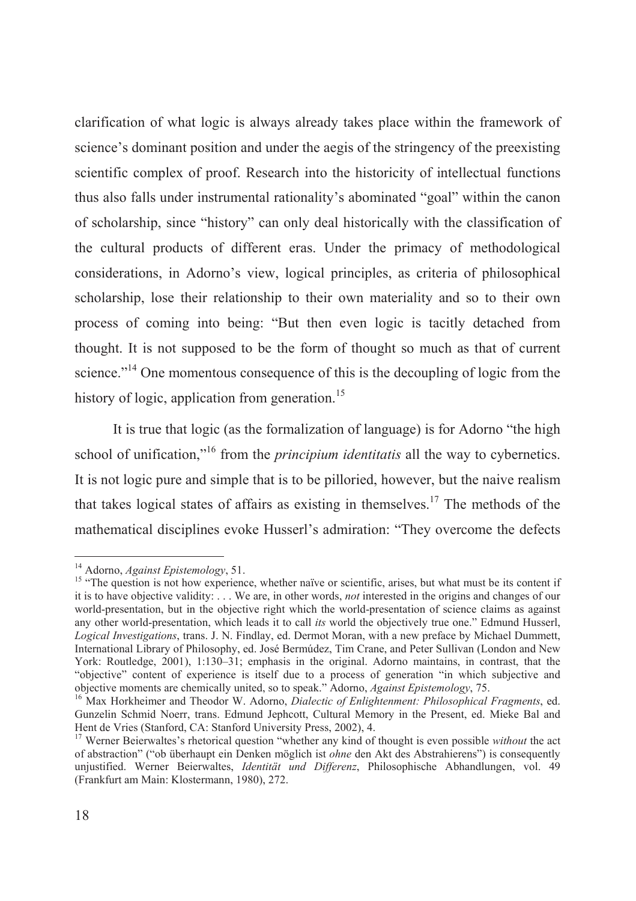clarification of what logic is always already takes place within the framework of science's dominant position and under the aegis of the stringency of the preexisting scientific complex of proof. Research into the historicity of intellectual functions thus also falls under instrumental rationality's abominated "goal" within the canon of scholarship, since "history" can only deal historically with the classification of the cultural products of different eras. Under the primacy of methodological considerations, in Adorno's view, logical principles, as criteria of philosophical scholarship, lose their relationship to their own materiality and so to their own process of coming into being: "But then even logic is tacitly detached from thought. It is not supposed to be the form of thought so much as that of current science."[14] One momentous consequence of this is the decoupling of logic from the history of logic, application from generation.[15]

It is true that logic (as the formalization of language) is for Adorno "the high school of unification,"[16] from the *principium identitatis* all the way to cybernetics. It is not logic pure and simple that is to be pilloried, however, but the naive realism that takes logical states of affairs as existing in themselves.[17] The methods of the mathematical disciplines evoke Husserl's admiration: "They overcome the defects

---

[14] Adorno, *Against Epistemology*, 51.

[15] "The question is not how experience, whether naïve or scientific, arises, but what must be its content if it is to have objective validity: . . . We are, in other words, *not* interested in the origins and changes of our world-presentation, but in the objective right which the world-presentation of science claims as against any other world-presentation, which leads it to call *its* world the objectively true one." Edmund Husserl, *Logical Investigations*, trans. J. N. Findlay, ed. Dermot Moran, with a new preface by Michael Dummett, International Library of Philosophy, ed. José Bermúdez, Tim Crane, and Peter Sullivan (London and New York: Routledge, 2001), 1:130–31; emphasis in the original. Adorno maintains, in contrast, that the "objective" content of experience is itself due to a process of generation "in which subjective and objective moments are chemically united, so to speak." Adorno, *Against Epistemology*, 75.

[16] Max Horkheimer and Theodor W. Adorno, *Dialectic of Enlightenment: Philosophical Fragments*, ed. Gunzelin Schmid Noerr, trans. Edmund Jephcott, Cultural Memory in the Present, ed. Mieke Bal and Hent de Vries (Stanford, CA: Stanford University Press, 2002), 4.

[17] Werner Beierwaltes's rhetorical question "whether any kind of thought is even possible *without* the act of abstraction" ("ob überhaupt ein Denken möglich ist *ohne* den Akt des Abstrahierens") is consequently unjustified. Werner Beierwaltes, *Identität und Differenz*, Philosophische Abhandlungen, vol. 49 (Frankfurt am Main: Klostermann, 1980), 272.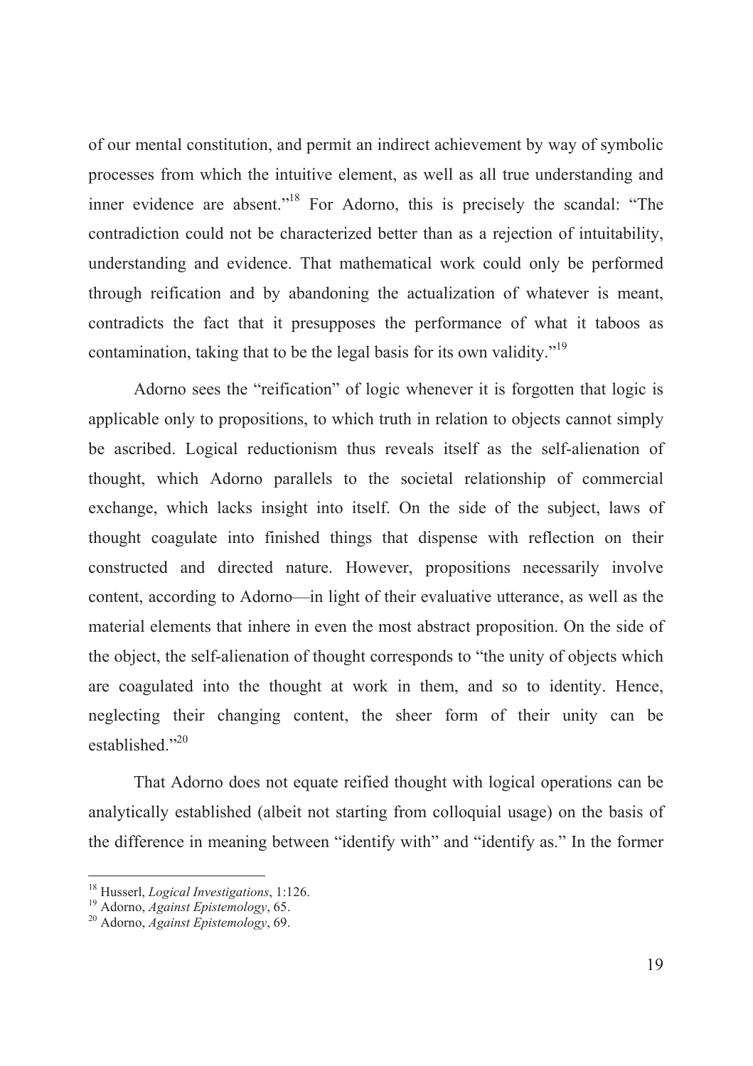of our mental constitution, and permit an indirect achievement by way of symbolic processes from which the intuitive element, as well as all true understanding and inner evidence are absent."[18] For Adorno, this is precisely the scandal: "The contradiction could not be characterized better than as a rejection of intuitability, understanding and evidence. That mathematical work could only be performed through reification and by abandoning the actualization of whatever is meant, contradicts the fact that it presupposes the performance of what it taboos as contamination, taking that to be the legal basis for its own validity."[19]

Adorno sees the "reification" of logic whenever it is forgotten that logic is applicable only to propositions, to which truth in relation to objects cannot simply be ascribed. Logical reductionism thus reveals itself as the self-alienation of thought, which Adorno parallels to the societal relationship of commercial exchange, which lacks insight into itself. On the side of the subject, laws of thought coagulate into finished things that dispense with reflection on their constructed and directed nature. However, propositions necessarily involve content, according to Adorno—in light of their evaluative utterance, as well as the material elements that inhere in even the most abstract proposition. On the side of the object, the self-alienation of thought corresponds to "the unity of objects which are coagulated into the thought at work in them, and so to identity. Hence, neglecting their changing content, the sheer form of their unity can be established."[20]

That Adorno does not equate reified thought with logical operations can be analytically established (albeit not starting from colloquial usage) on the basis of the difference in meaning between "identify with" and "identify as." In the former

---

[18] Husserl, *Logical Investigations*, 1:126.
[19] Adorno, *Against Epistemology*, 65.
[20] Adorno, *Against Epistemology*, 69.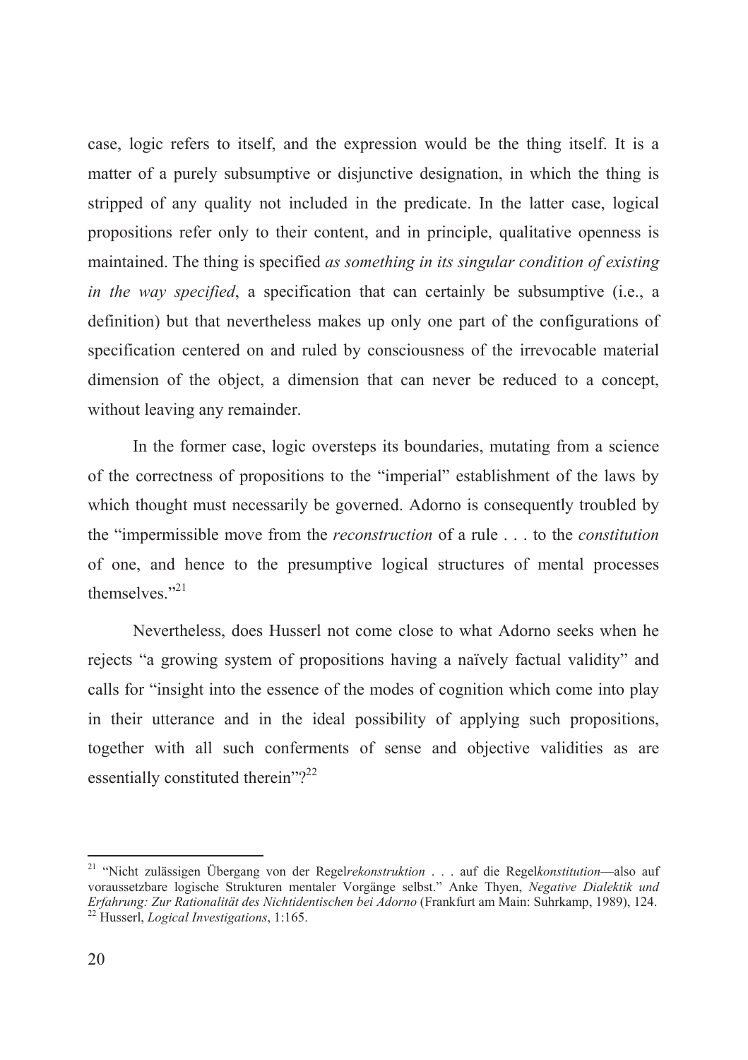case, logic refers to itself, and the expression would be the thing itself. It is a matter of a purely subsumptive or disjunctive designation, in which the thing is stripped of any quality not included in the predicate. In the latter case, logical propositions refer only to their content, and in principle, qualitative openness is maintained. The thing is specified *as something in its singular condition of existing in the way specified*, a specification that can certainly be subsumptive (i.e., a definition) but that nevertheless makes up only one part of the configurations of specification centered on and ruled by consciousness of the irrevocable material dimension of the object, a dimension that can never be reduced to a concept, without leaving any remainder.

In the former case, logic oversteps its boundaries, mutating from a science of the correctness of propositions to the "imperial" establishment of the laws by which thought must necessarily be governed. Adorno is consequently troubled by the "impermissible move from the *reconstruction* of a rule . . . to the *constitution* of one, and hence to the presumptive logical structures of mental processes themselves."[21]

Nevertheless, does Husserl not come close to what Adorno seeks when he rejects "a growing system of propositions having a naïvely factual validity" and calls for "insight into the essence of the modes of cognition which come into play in their utterance and in the ideal possibility of applying such propositions, together with all such conferments of sense and objective validities as are essentially constituted therein"?[22]

---

[21] "Nicht zulässigen Übergang von der Regel*rekonstruktion* . . . auf die Regel*konstitution*—also auf voraussetzbare logische Strukturen mentaler Vorgänge selbst." Anke Thyen, *Negative Dialektik und Erfahrung: Zur Rationalität des Nichtidentischen bei Adorno* (Frankfurt am Main: Suhrkamp, 1989), 124.

[22] Husserl, *Logical Investigations*, 1:165.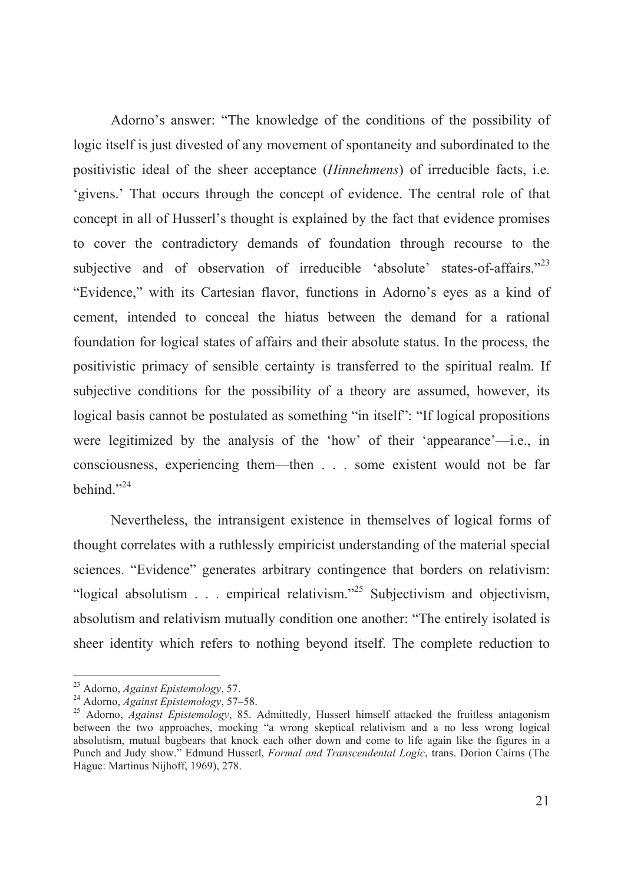Adorno's answer: "The knowledge of the conditions of the possibility of logic itself is just divested of any movement of spontaneity and subordinated to the positivistic ideal of the sheer acceptance (*Hinnehmens*) of irreducible facts, i.e. 'givens.' That occurs through the concept of evidence. The central role of that concept in all of Husserl's thought is explained by the fact that evidence promises to cover the contradictory demands of foundation through recourse to the subjective and of observation of irreducible 'absolute' states-of-affairs."[23] "Evidence," with its Cartesian flavor, functions in Adorno's eyes as a kind of cement, intended to conceal the hiatus between the demand for a rational foundation for logical states of affairs and their absolute status. In the process, the positivistic primacy of sensible certainty is transferred to the spiritual realm. If subjective conditions for the possibility of a theory are assumed, however, its logical basis cannot be postulated as something "in itself": "If logical propositions were legitimized by the analysis of the 'how' of their 'appearance'—i.e., in consciousness, experiencing them—then . . . some existent would not be far behind."[24]

Nevertheless, the intransigent existence in themselves of logical forms of thought correlates with a ruthlessly empiricist understanding of the material special sciences. "Evidence" generates arbitrary contingence that borders on relativism: "logical absolutism . . . empirical relativism."[25] Subjectivism and objectivism, absolutism and relativism mutually condition one another: "The entirely isolated is sheer identity which refers to nothing beyond itself. The complete reduction to

---

[23] Adorno, *Against Epistemology*, 57.

[24] Adorno, *Against Epistemology*, 57–58.

[25] Adorno, *Against Epistemology*, 85. Admittedly, Husserl himself attacked the fruitless antagonism between the two approaches, mocking "a wrong skeptical relativism and a no less wrong logical absolutism, mutual bugbears that knock each other down and come to life again like the figures in a Punch and Judy show." Edmund Husserl, *Formal and Transcendental Logic*, trans. Dorion Cairns (The Hague: Martinus Nijhoff, 1969), 278.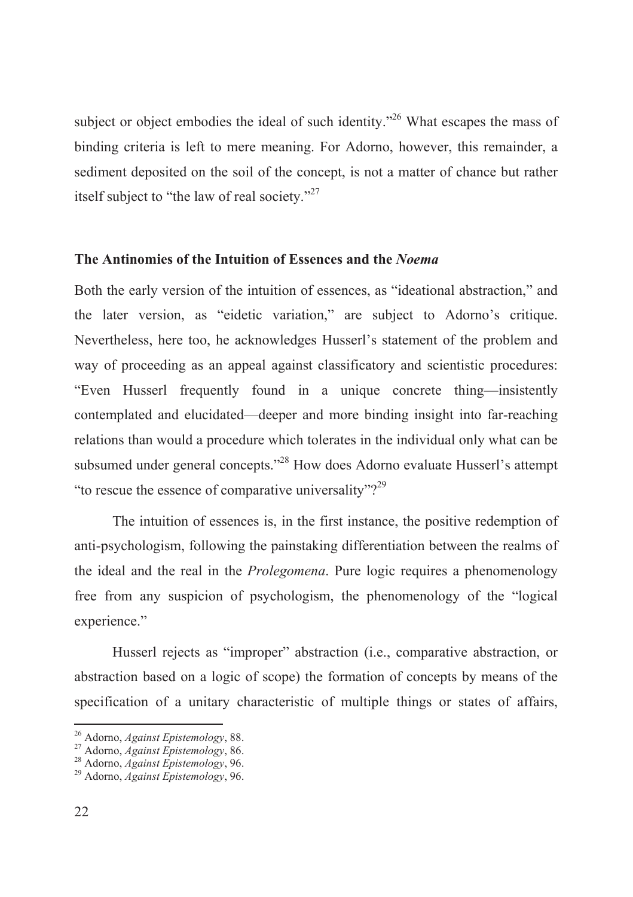subject or object embodies the ideal of such identity."[26] What escapes the mass of binding criteria is left to mere meaning. For Adorno, however, this remainder, a sediment deposited on the soil of the concept, is not a matter of chance but rather itself subject to "the law of real society."[27]

## The Antinomies of the Intuition of Essences and the *Noema*

Both the early version of the intuition of essences, as "ideational abstraction," and the later version, as "eidetic variation," are subject to Adorno's critique. Nevertheless, here too, he acknowledges Husserl's statement of the problem and way of proceeding as an appeal against classificatory and scientistic procedures: "Even Husserl frequently found in a unique concrete thing—insistently contemplated and elucidated—deeper and more binding insight into far-reaching relations than would a procedure which tolerates in the individual only what can be subsumed under general concepts."[28] How does Adorno evaluate Husserl's attempt "to rescue the essence of comparative universality"?[29]

The intuition of essences is, in the first instance, the positive redemption of anti-psychologism, following the painstaking differentiation between the realms of the ideal and the real in the *Prolegomena*. Pure logic requires a phenomenology free from any suspicion of psychologism, the phenomenology of the "logical experience."

Husserl rejects as "improper" abstraction (i.e., comparative abstraction, or abstraction based on a logic of scope) the formation of concepts by means of the specification of a unitary characteristic of multiple things or states of affairs,

[26] Adorno, *Against Epistemology*, 88.
[27] Adorno, *Against Epistemology*, 86.
[28] Adorno, *Against Epistemology*, 96.
[29] Adorno, *Against Epistemology*, 96.